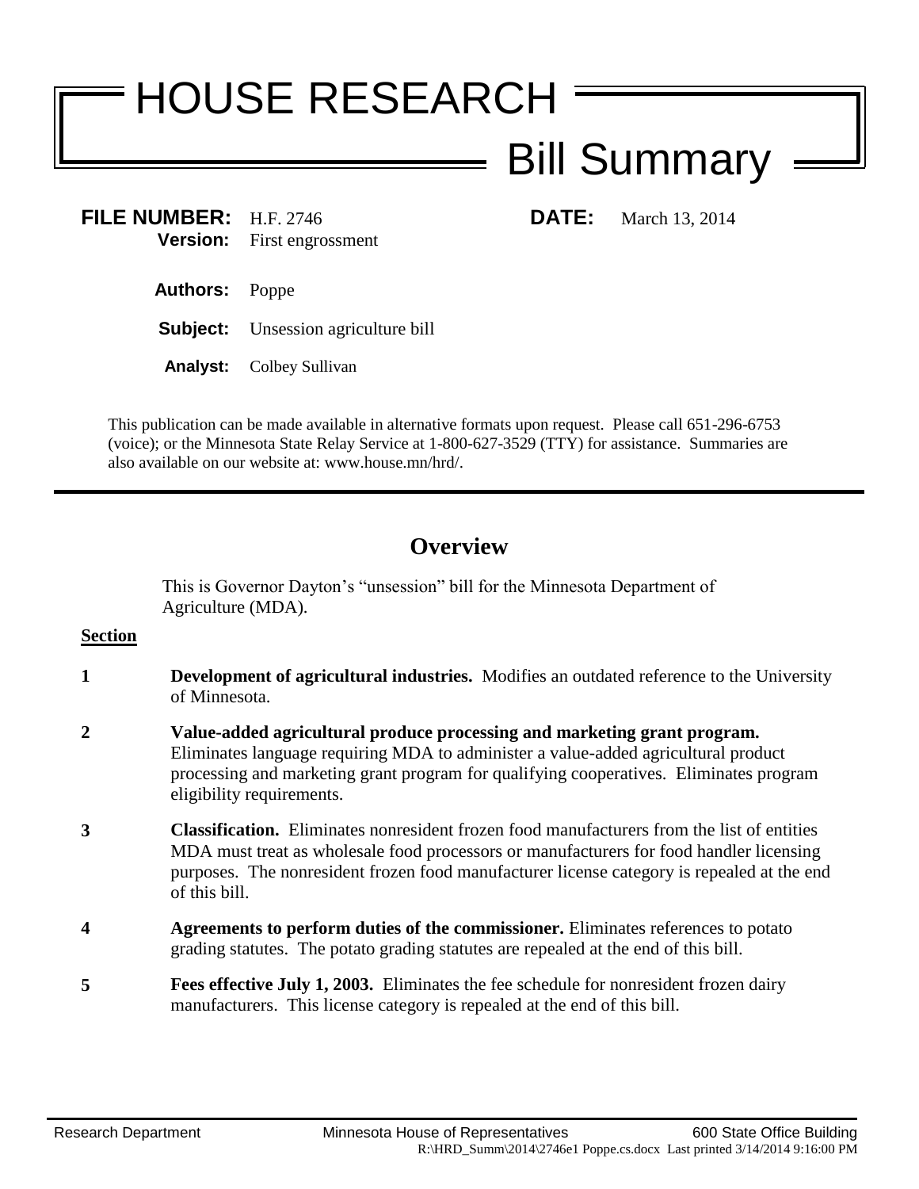# HOUSE RESEARCH

## Bill Summary

**FILE NUMBER:** H.F. 2746 **DATE:** March 13, 2014
**Version:** First engrossment

**Authors:** Poppe

**Subject:** Unsession agriculture bill

**Analyst:** Colbey Sullivan

This publication can be made available in alternative formats upon request. Please call 651-296-6753 (voice); or the Minnesota State Relay Service at 1-800-627-3529 (TTY) for assistance. Summaries are also available on our website at: www.house.mn/hrd/.

---

## Overview

This is Governor Dayton's "unsession" bill for the Minnesota Department of Agriculture (MDA).

**Section**

**1** **Development of agricultural industries.** Modifies an outdated reference to the University of Minnesota.

**2** **Value-added agricultural produce processing and marketing grant program.** Eliminates language requiring MDA to administer a value-added agricultural product processing and marketing grant program for qualifying cooperatives. Eliminates program eligibility requirements.

**3** **Classification.** Eliminates nonresident frozen food manufacturers from the list of entities MDA must treat as wholesale food processors or manufacturers for food handler licensing purposes. The nonresident frozen food manufacturer license category is repealed at the end of this bill.

**4** **Agreements to perform duties of the commissioner.** Eliminates references to potato grading statutes. The potato grading statutes are repealed at the end of this bill.

**5** **Fees effective July 1, 2003.** Eliminates the fee schedule for nonresident frozen dairy manufacturers. This license category is repealed at the end of this bill.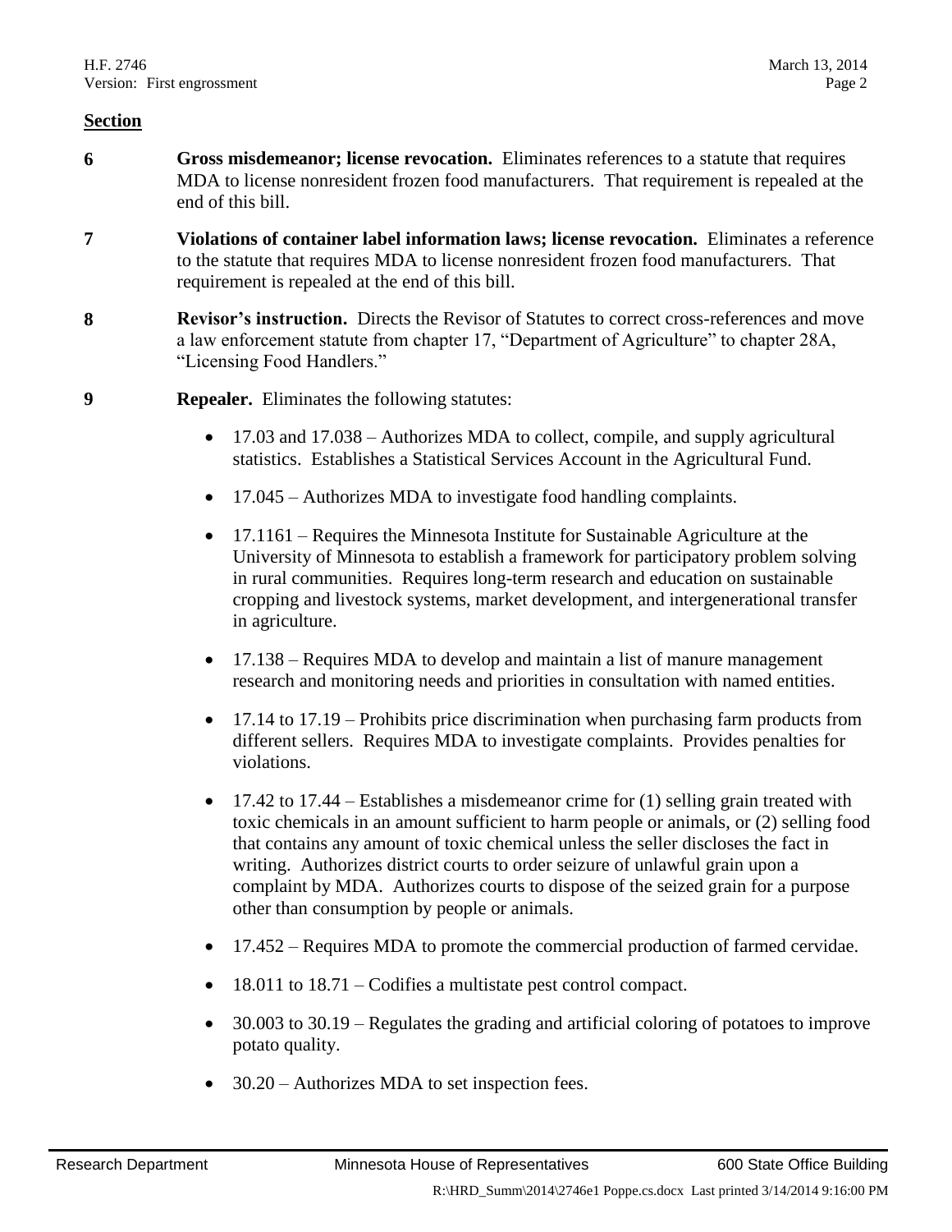**Section**

**6** **Gross misdemeanor; license revocation.** Eliminates references to a statute that requires MDA to license nonresident frozen food manufacturers. That requirement is repealed at the end of this bill.

**7** **Violations of container label information laws; license revocation.** Eliminates a reference to the statute that requires MDA to license nonresident frozen food manufacturers. That requirement is repealed at the end of this bill.

**8** **Revisor's instruction.** Directs the Revisor of Statutes to correct cross-references and move a law enforcement statute from chapter 17, "Department of Agriculture" to chapter 28A, "Licensing Food Handlers."

**9** **Repealer.** Eliminates the following statutes:

- 17.03 and 17.038 – Authorizes MDA to collect, compile, and supply agricultural statistics. Establishes a Statistical Services Account in the Agricultural Fund.
- 17.045 – Authorizes MDA to investigate food handling complaints.
- 17.1161 – Requires the Minnesota Institute for Sustainable Agriculture at the University of Minnesota to establish a framework for participatory problem solving in rural communities. Requires long-term research and education on sustainable cropping and livestock systems, market development, and intergenerational transfer in agriculture.
- 17.138 – Requires MDA to develop and maintain a list of manure management research and monitoring needs and priorities in consultation with named entities.
- 17.14 to 17.19 – Prohibits price discrimination when purchasing farm products from different sellers. Requires MDA to investigate complaints. Provides penalties for violations.
- 17.42 to 17.44 – Establishes a misdemeanor crime for (1) selling grain treated with toxic chemicals in an amount sufficient to harm people or animals, or (2) selling food that contains any amount of toxic chemical unless the seller discloses the fact in writing. Authorizes district courts to order seizure of unlawful grain upon a complaint by MDA. Authorizes courts to dispose of the seized grain for a purpose other than consumption by people or animals.
- 17.452 – Requires MDA to promote the commercial production of farmed cervidae.
- 18.011 to 18.71 – Codifies a multistate pest control compact.
- 30.003 to 30.19 – Regulates the grading and artificial coloring of potatoes to improve potato quality.
- 30.20 – Authorizes MDA to set inspection fees.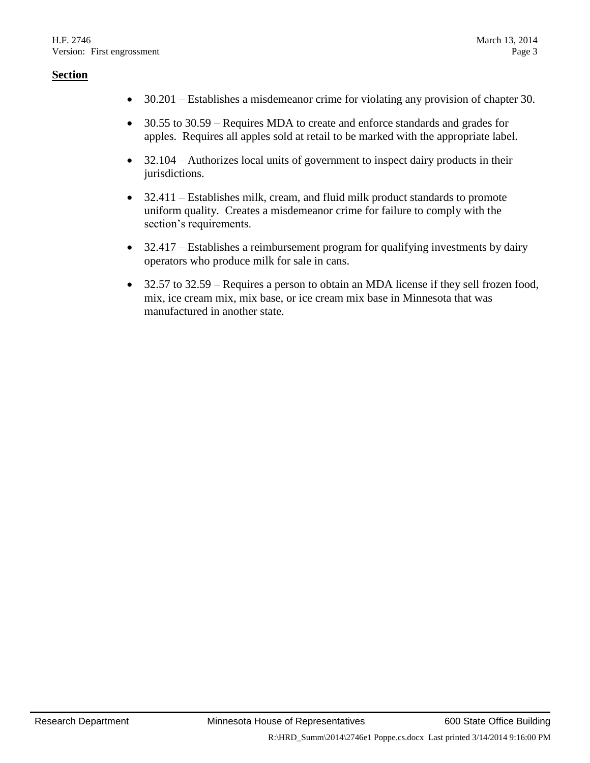**Section**

- 30.201 – Establishes a misdemeanor crime for violating any provision of chapter 30.
- 30.55 to 30.59 – Requires MDA to create and enforce standards and grades for apples. Requires all apples sold at retail to be marked with the appropriate label.
- 32.104 – Authorizes local units of government to inspect dairy products in their jurisdictions.
- 32.411 – Establishes milk, cream, and fluid milk product standards to promote uniform quality. Creates a misdemeanor crime for failure to comply with the section's requirements.
- 32.417 – Establishes a reimbursement program for qualifying investments by dairy operators who produce milk for sale in cans.
- 32.57 to 32.59 – Requires a person to obtain an MDA license if they sell frozen food, mix, ice cream mix, mix base, or ice cream mix base in Minnesota that was manufactured in another state.